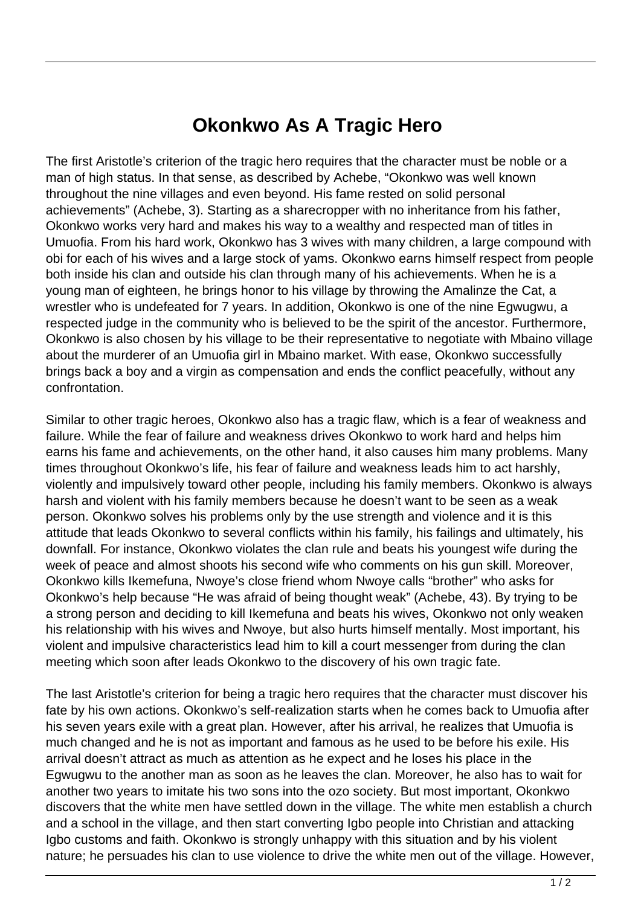# Okonkwo As A Tragic Hero

The first Aristotle's criterion of the tragic hero requires that the character must be noble or a man of high status. In that sense, as described by Achebe, "Okonkwo was well known throughout the nine villages and even beyond. His fame rested on solid personal achievements" (Achebe, 3). Starting as a sharecropper with no inheritance from his father, Okonkwo works very hard and makes his way to a wealthy and respected man of titles in Umuofia. From his hard work, Okonkwo has 3 wives with many children, a large compound with obi for each of his wives and a large stock of yams. Okonkwo earns himself respect from people both inside his clan and outside his clan through many of his achievements. When he is a young man of eighteen, he brings honor to his village by throwing the Amalinze the Cat, a wrestler who is undefeated for 7 years. In addition, Okonkwo is one of the nine Egwugwu, a respected judge in the community who is believed to be the spirit of the ancestor. Furthermore, Okonkwo is also chosen by his village to be their representative to negotiate with Mbaino village about the murderer of an Umuofia girl in Mbaino market. With ease, Okonkwo successfully brings back a boy and a virgin as compensation and ends the conflict peacefully, without any confrontation.

Similar to other tragic heroes, Okonkwo also has a tragic flaw, which is a fear of weakness and failure. While the fear of failure and weakness drives Okonkwo to work hard and helps him earns his fame and achievements, on the other hand, it also causes him many problems. Many times throughout Okonkwo's life, his fear of failure and weakness leads him to act harshly, violently and impulsively toward other people, including his family members. Okonkwo is always harsh and violent with his family members because he doesn't want to be seen as a weak person. Okonkwo solves his problems only by the use strength and violence and it is this attitude that leads Okonkwo to several conflicts within his family, his failings and ultimately, his downfall. For instance, Okonkwo violates the clan rule and beats his youngest wife during the week of peace and almost shoots his second wife who comments on his gun skill. Moreover, Okonkwo kills Ikemefuna, Nwoye's close friend whom Nwoye calls "brother" who asks for Okonkwo's help because "He was afraid of being thought weak" (Achebe, 43). By trying to be a strong person and deciding to kill Ikemefuna and beats his wives, Okonkwo not only weaken his relationship with his wives and Nwoye, but also hurts himself mentally. Most important, his violent and impulsive characteristics lead him to kill a court messenger from during the clan meeting which soon after leads Okonkwo to the discovery of his own tragic fate.

The last Aristotle's criterion for being a tragic hero requires that the character must discover his fate by his own actions. Okonkwo's self-realization starts when he comes back to Umuofia after his seven years exile with a great plan. However, after his arrival, he realizes that Umuofia is much changed and he is not as important and famous as he used to be before his exile. His arrival doesn't attract as much as attention as he expect and he loses his place in the Egwugwu to the another man as soon as he leaves the clan. Moreover, he also has to wait for another two years to imitate his two sons into the ozo society. But most important, Okonkwo discovers that the white men have settled down in the village. The white men establish a church and a school in the village, and then start converting Igbo people into Christian and attacking Igbo customs and faith. Okonkwo is strongly unhappy with this situation and by his violent nature; he persuades his clan to use violence to drive the white men out of the village. However,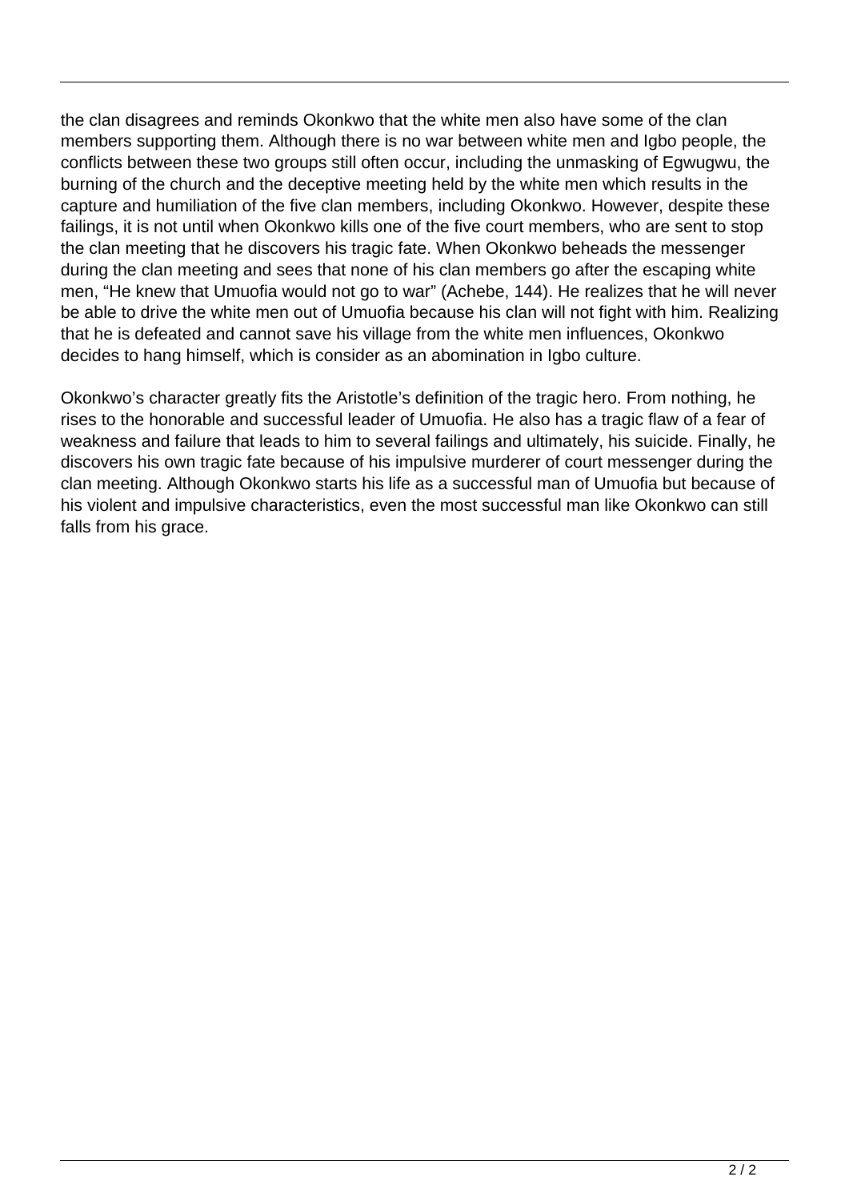the clan disagrees and reminds Okonkwo that the white men also have some of the clan members supporting them. Although there is no war between white men and Igbo people, the conflicts between these two groups still often occur, including the unmasking of Egwugwu, the burning of the church and the deceptive meeting held by the white men which results in the capture and humiliation of the five clan members, including Okonkwo. However, despite these failings, it is not until when Okonkwo kills one of the five court members, who are sent to stop the clan meeting that he discovers his tragic fate. When Okonkwo beheads the messenger during the clan meeting and sees that none of his clan members go after the escaping white men, "He knew that Umuofia would not go to war" (Achebe, 144). He realizes that he will never be able to drive the white men out of Umuofia because his clan will not fight with him. Realizing that he is defeated and cannot save his village from the white men influences, Okonkwo decides to hang himself, which is consider as an abomination in Igbo culture.

Okonkwo's character greatly fits the Aristotle's definition of the tragic hero. From nothing, he rises to the honorable and successful leader of Umuofia. He also has a tragic flaw of a fear of weakness and failure that leads to him to several failings and ultimately, his suicide. Finally, he discovers his own tragic fate because of his impulsive murderer of court messenger during the clan meeting. Although Okonkwo starts his life as a successful man of Umuofia but because of his violent and impulsive characteristics, even the most successful man like Okonkwo can still falls from his grace.